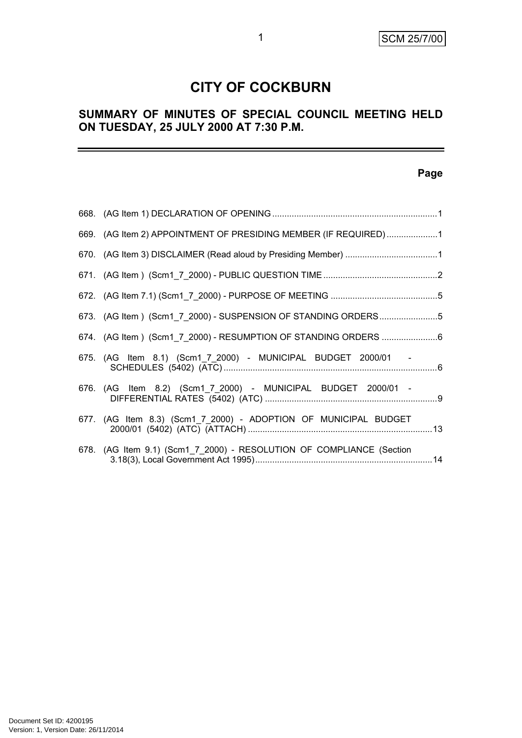# CITY OF COCKBURN

## SUMMARY OF MINUTES OF SPECIAL COUNCIL MEETING HELD ON TUESDAY, 25 JULY 2000 AT 7:30 P.M.

---

**Page**

668. (AG Item 1) DECLARATION OF OPENING ..................................................................1

669. (AG Item 2) APPOINTMENT OF PRESIDING MEMBER (IF REQUIRED) ....................1

670. (AG Item 3) DISCLAIMER (Read aloud by Presiding Member) .....................................1

671. (AG Item ) (Scm1_7_2000) - PUBLIC QUESTION TIME ..............................................2

672. (AG Item 7.1) (Scm1_7_2000) - PURPOSE OF MEETING ...........................................5

673. (AG Item ) (Scm1_7_2000) - SUSPENSION OF STANDING ORDERS........................5

674. (AG Item ) (Scm1_7_2000) - RESUMPTION OF STANDING ORDERS .......................6

675. (AG Item 8.1) (Scm1_7_2000) - MUNICIPAL BUDGET 2000/01 - SCHEDULES (5402) (ATC) ........................................................................................6

676. (AG Item 8.2) (Scm1_7_2000) - MUNICIPAL BUDGET 2000/01 - DIFFERENTIAL RATES (5402) (ATC) .......................................................................9

677. (AG Item 8.3) (Scm1_7_2000) - ADOPTION OF MUNICIPAL BUDGET 2000/01 (5402) (ATC) (ATTACH) ............................................................................13

678. (AG Item 9.1) (Scm1_7_2000) - RESOLUTION OF COMPLIANCE (Section 3.18(3), Local Government Act 1995).........................................................................14

Document Set ID: 4200195
Version: 1, Version Date: 26/11/2014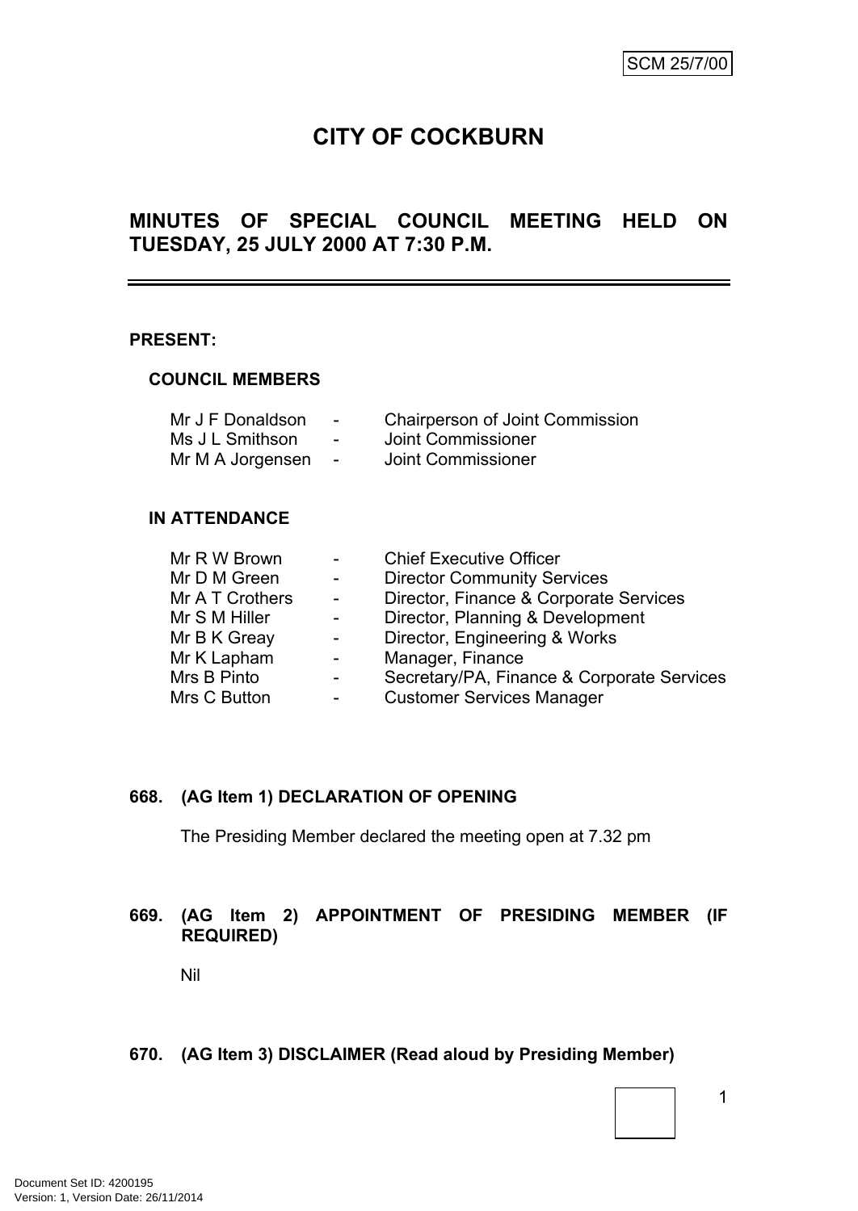SCM 25/7/00

# CITY OF COCKBURN

## MINUTES OF SPECIAL COUNCIL MEETING HELD ON TUESDAY, 25 JULY 2000 AT 7:30 P.M.

**PRESENT:**

**COUNCIL MEMBERS**

| | | |
|---|---|---|
| Mr J F Donaldson | - | Chairperson of Joint Commission |
| Ms J L Smithson | - | Joint Commissioner |
| Mr M A Jorgensen | - | Joint Commissioner |

**IN ATTENDANCE**

| | | |
|---|---|---|
| Mr R W Brown | - | Chief Executive Officer |
| Mr D M Green | - | Director Community Services |
| Mr A T Crothers | - | Director, Finance & Corporate Services |
| Mr S M Hiller | - | Director, Planning & Development |
| Mr B K Greay | - | Director, Engineering & Works |
| Mr K Lapham | - | Manager, Finance |
| Mrs B Pinto | - | Secretary/PA, Finance & Corporate Services |
| Mrs C Button | - | Customer Services Manager |

**668. (AG Item 1) DECLARATION OF OPENING**

The Presiding Member declared the meeting open at 7.32 pm

**669. (AG Item 2) APPOINTMENT OF PRESIDING MEMBER (IF REQUIRED)**

Nil

**670. (AG Item 3) DISCLAIMER (Read aloud by Presiding Member)**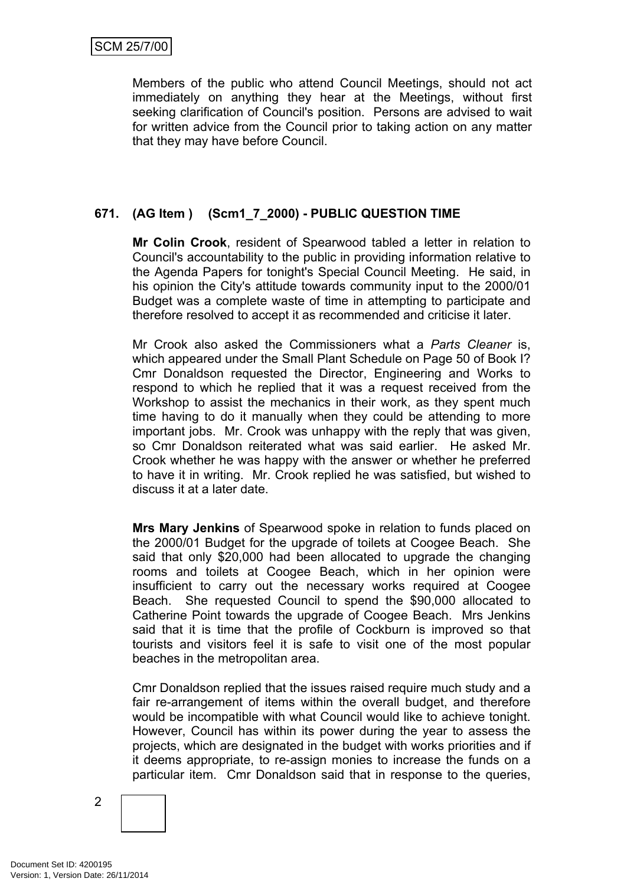Members of the public who attend Council Meetings, should not act immediately on anything they hear at the Meetings, without first seeking clarification of Council's position. Persons are advised to wait for written advice from the Council prior to taking action on any matter that they may have before Council.

## 671. (AG Item ) (Scm1_7_2000) - PUBLIC QUESTION TIME

**Mr Colin Crook**, resident of Spearwood tabled a letter in relation to Council's accountability to the public in providing information relative to the Agenda Papers for tonight's Special Council Meeting. He said, in his opinion the City's attitude towards community input to the 2000/01 Budget was a complete waste of time in attempting to participate and therefore resolved to accept it as recommended and criticise it later.

Mr Crook also asked the Commissioners what a *Parts Cleaner* is, which appeared under the Small Plant Schedule on Page 50 of Book I? Cmr Donaldson requested the Director, Engineering and Works to respond to which he replied that it was a request received from the Workshop to assist the mechanics in their work, as they spent much time having to do it manually when they could be attending to more important jobs. Mr. Crook was unhappy with the reply that was given, so Cmr Donaldson reiterated what was said earlier. He asked Mr. Crook whether he was happy with the answer or whether he preferred to have it in writing. Mr. Crook replied he was satisfied, but wished to discuss it at a later date.

**Mrs Mary Jenkins** of Spearwood spoke in relation to funds placed on the 2000/01 Budget for the upgrade of toilets at Coogee Beach. She said that only $20,000 had been allocated to upgrade the changing rooms and toilets at Coogee Beach, which in her opinion were insufficient to carry out the necessary works required at Coogee Beach. She requested Council to spend the $90,000 allocated to Catherine Point towards the upgrade of Coogee Beach. Mrs Jenkins said that it is time that the profile of Cockburn is improved so that tourists and visitors feel it is safe to visit one of the most popular beaches in the metropolitan area.

Cmr Donaldson replied that the issues raised require much study and a fair re-arrangement of items within the overall budget, and therefore would be incompatible with what Council would like to achieve tonight. However, Council has within its power during the year to assess the projects, which are designated in the budget with works priorities and if it deems appropriate, to re-assign monies to increase the funds on a particular item. Cmr Donaldson said that in response to the queries,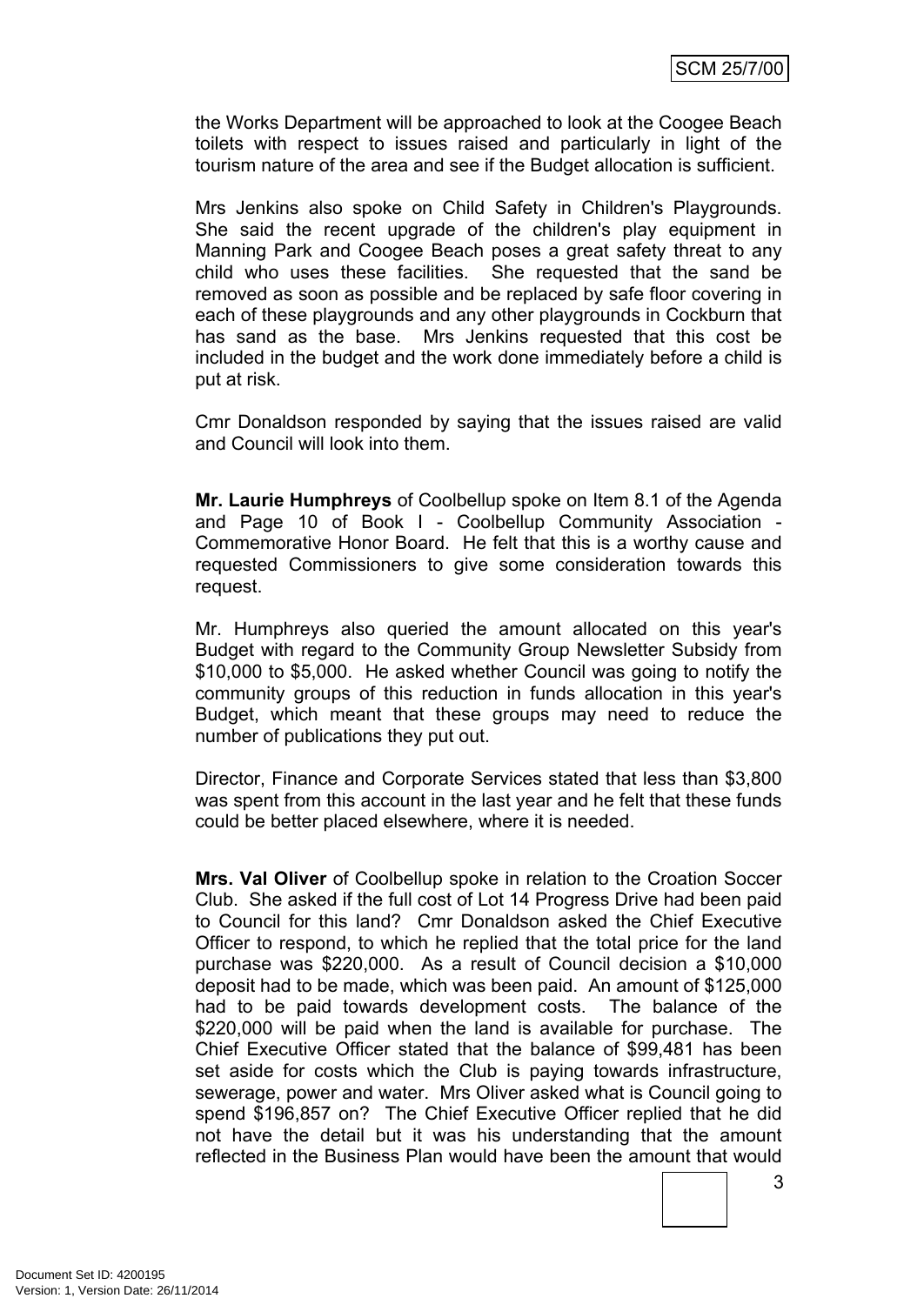the Works Department will be approached to look at the Coogee Beach toilets with respect to issues raised and particularly in light of the tourism nature of the area and see if the Budget allocation is sufficient.

Mrs Jenkins also spoke on Child Safety in Children's Playgrounds. She said the recent upgrade of the children's play equipment in Manning Park and Coogee Beach poses a great safety threat to any child who uses these facilities. She requested that the sand be removed as soon as possible and be replaced by safe floor covering in each of these playgrounds and any other playgrounds in Cockburn that has sand as the base. Mrs Jenkins requested that this cost be included in the budget and the work done immediately before a child is put at risk.

Cmr Donaldson responded by saying that the issues raised are valid and Council will look into them.

**Mr. Laurie Humphreys** of Coolbellup spoke on Item 8.1 of the Agenda and Page 10 of Book I - Coolbellup Community Association - Commemorative Honor Board. He felt that this is a worthy cause and requested Commissioners to give some consideration towards this request.

Mr. Humphreys also queried the amount allocated on this year's Budget with regard to the Community Group Newsletter Subsidy from $10,000 to $5,000. He asked whether Council was going to notify the community groups of this reduction in funds allocation in this year's Budget, which meant that these groups may need to reduce the number of publications they put out.

Director, Finance and Corporate Services stated that less than $3,800 was spent from this account in the last year and he felt that these funds could be better placed elsewhere, where it is needed.

**Mrs. Val Oliver** of Coolbellup spoke in relation to the Croation Soccer Club. She asked if the full cost of Lot 14 Progress Drive had been paid to Council for this land? Cmr Donaldson asked the Chief Executive Officer to respond, to which he replied that the total price for the land purchase was $220,000. As a result of Council decision a $10,000 deposit had to be made, which was been paid. An amount of $125,000 had to be paid towards development costs. The balance of the $220,000 will be paid when the land is available for purchase. The Chief Executive Officer stated that the balance of $99,481 has been set aside for costs which the Club is paying towards infrastructure, sewerage, power and water. Mrs Oliver asked what is Council going to spend $196,857 on? The Chief Executive Officer replied that he did not have the detail but it was his understanding that the amount reflected in the Business Plan would have been the amount that would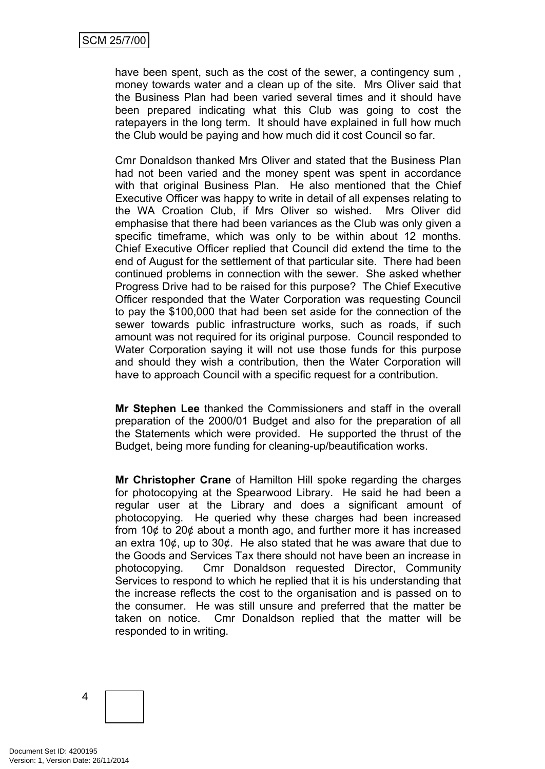have been spent, such as the cost of the sewer, a contingency sum , money towards water and a clean up of the site. Mrs Oliver said that the Business Plan had been varied several times and it should have been prepared indicating what this Club was going to cost the ratepayers in the long term. It should have explained in full how much the Club would be paying and how much did it cost Council so far.

Cmr Donaldson thanked Mrs Oliver and stated that the Business Plan had not been varied and the money spent was spent in accordance with that original Business Plan. He also mentioned that the Chief Executive Officer was happy to write in detail of all expenses relating to the WA Croation Club, if Mrs Oliver so wished. Mrs Oliver did emphasise that there had been variances as the Club was only given a specific timeframe, which was only to be within about 12 months. Chief Executive Officer replied that Council did extend the time to the end of August for the settlement of that particular site. There had been continued problems in connection with the sewer. She asked whether Progress Drive had to be raised for this purpose? The Chief Executive Officer responded that the Water Corporation was requesting Council to pay the $100,000 that had been set aside for the connection of the sewer towards public infrastructure works, such as roads, if such amount was not required for its original purpose. Council responded to Water Corporation saying it will not use those funds for this purpose and should they wish a contribution, then the Water Corporation will have to approach Council with a specific request for a contribution.

**Mr Stephen Lee** thanked the Commissioners and staff in the overall preparation of the 2000/01 Budget and also for the preparation of all the Statements which were provided. He supported the thrust of the Budget, being more funding for cleaning-up/beautification works.

**Mr Christopher Crane** of Hamilton Hill spoke regarding the charges for photocopying at the Spearwood Library. He said he had been a regular user at the Library and does a significant amount of photocopying. He queried why these charges had been increased from 10¢ to 20¢ about a month ago, and further more it has increased an extra 10¢, up to 30¢. He also stated that he was aware that due to the Goods and Services Tax there should not have been an increase in photocopying. Cmr Donaldson requested Director, Community Services to respond to which he replied that it is his understanding that the increase reflects the cost to the organisation and is passed on to the consumer. He was still unsure and preferred that the matter be taken on notice. Cmr Donaldson replied that the matter will be responded to in writing.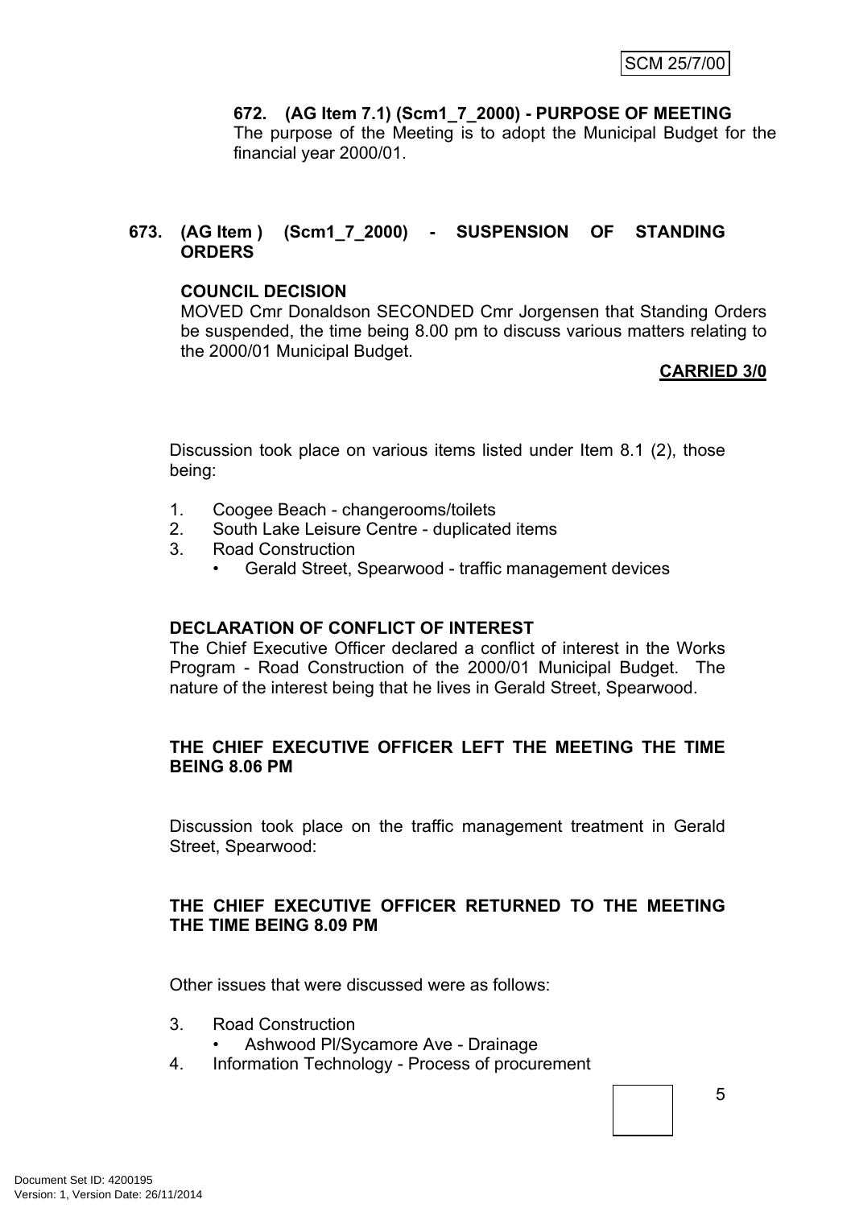**672. (AG Item 7.1) (Scm1_7_2000) - PURPOSE OF MEETING**

The purpose of the Meeting is to adopt the Municipal Budget for the financial year 2000/01.

**673. (AG Item ) (Scm1_7_2000) - SUSPENSION OF STANDING ORDERS**

**COUNCIL DECISION**

MOVED Cmr Donaldson SECONDED Cmr Jorgensen that Standing Orders be suspended, the time being 8.00 pm to discuss various matters relating to the 2000/01 Municipal Budget.

**CARRIED 3/0**

Discussion took place on various items listed under Item 8.1 (2), those being:

1. Coogee Beach - changerooms/toilets
2. South Lake Leisure Centre - duplicated items
3. Road Construction
   - Gerald Street, Spearwood - traffic management devices

**DECLARATION OF CONFLICT OF INTEREST**

The Chief Executive Officer declared a conflict of interest in the Works Program - Road Construction of the 2000/01 Municipal Budget. The nature of the interest being that he lives in Gerald Street, Spearwood.

**THE CHIEF EXECUTIVE OFFICER LEFT THE MEETING THE TIME BEING 8.06 PM**

Discussion took place on the traffic management treatment in Gerald Street, Spearwood:

**THE CHIEF EXECUTIVE OFFICER RETURNED TO THE MEETING THE TIME BEING 8.09 PM**

Other issues that were discussed were as follows:

3. Road Construction
   - Ashwood Pl/Sycamore Ave - Drainage
4. Information Technology - Process of procurement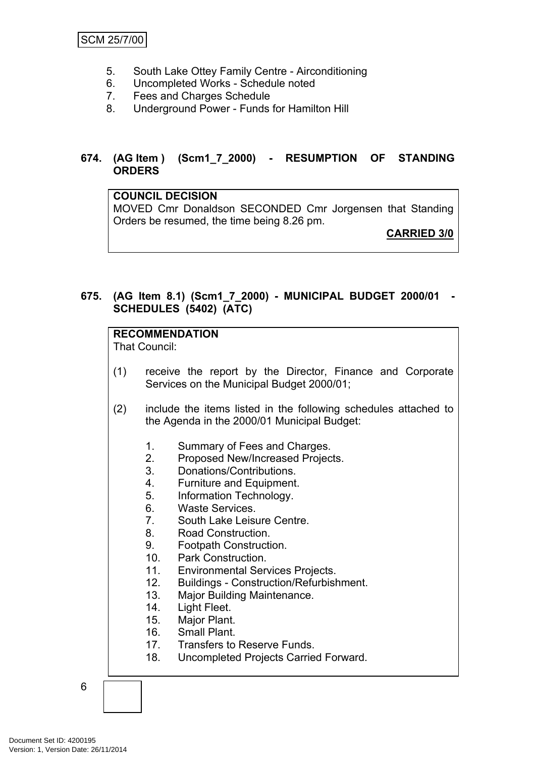5. South Lake Ottey Family Centre - Airconditioning
6. Uncompleted Works - Schedule noted
7. Fees and Charges Schedule
8. Underground Power - Funds for Hamilton Hill

**674. (AG Item ) (Scm1_7_2000) - RESUMPTION OF STANDING ORDERS**

**COUNCIL DECISION**
MOVED Cmr Donaldson SECONDED Cmr Jorgensen that Standing Orders be resumed, the time being 8.26 pm.

**CARRIED 3/0**

**675. (AG Item 8.1) (Scm1_7_2000) - MUNICIPAL BUDGET 2000/01 - SCHEDULES (5402) (ATC)**

**RECOMMENDATION**
That Council:

(1) receive the report by the Director, Finance and Corporate Services on the Municipal Budget 2000/01;

(2) include the items listed in the following schedules attached to the Agenda in the 2000/01 Municipal Budget:

1. Summary of Fees and Charges.
2. Proposed New/Increased Projects.
3. Donations/Contributions.
4. Furniture and Equipment.
5. Information Technology.
6. Waste Services.
7. South Lake Leisure Centre.
8. Road Construction.
9. Footpath Construction.
10. Park Construction.
11. Environmental Services Projects.
12. Buildings - Construction/Refurbishment.
13. Major Building Maintenance.
14. Light Fleet.
15. Major Plant.
16. Small Plant.
17. Transfers to Reserve Funds.
18. Uncompleted Projects Carried Forward.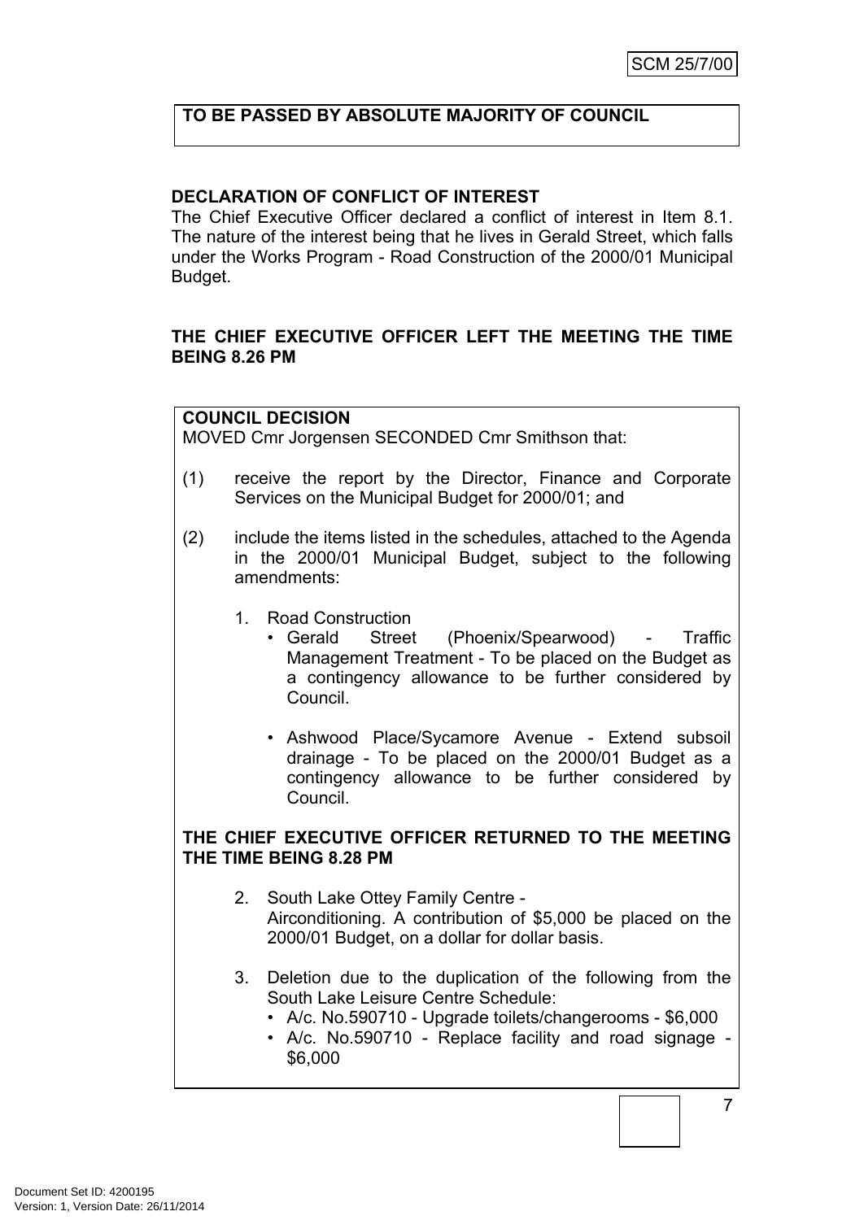**TO BE PASSED BY ABSOLUTE MAJORITY OF COUNCIL**

**DECLARATION OF CONFLICT OF INTEREST**

The Chief Executive Officer declared a conflict of interest in Item 8.1. The nature of the interest being that he lives in Gerald Street, which falls under the Works Program - Road Construction of the 2000/01 Municipal Budget.

**THE CHIEF EXECUTIVE OFFICER LEFT THE MEETING THE TIME BEING 8.26 PM**

**COUNCIL DECISION**

MOVED Cmr Jorgensen SECONDED Cmr Smithson that:

(1) receive the report by the Director, Finance and Corporate Services on the Municipal Budget for 2000/01; and

(2) include the items listed in the schedules, attached to the Agenda in the 2000/01 Municipal Budget, subject to the following amendments:

1. Road Construction
   - Gerald Street (Phoenix/Spearwood) - Traffic Management Treatment - To be placed on the Budget as a contingency allowance to be further considered by Council.
   - Ashwood Place/Sycamore Avenue - Extend subsoil drainage - To be placed on the 2000/01 Budget as a contingency allowance to be further considered by Council.

**THE CHIEF EXECUTIVE OFFICER RETURNED TO THE MEETING THE TIME BEING 8.28 PM**

2. South Lake Ottey Family Centre - Airconditioning. A contribution of $5,000 be placed on the 2000/01 Budget, on a dollar for dollar basis.
3. Deletion due to the duplication of the following from the South Lake Leisure Centre Schedule:
   - A/c. No.590710 - Upgrade toilets/changerooms - $6,000
   - A/c. No.590710 - Replace facility and road signage - $6,000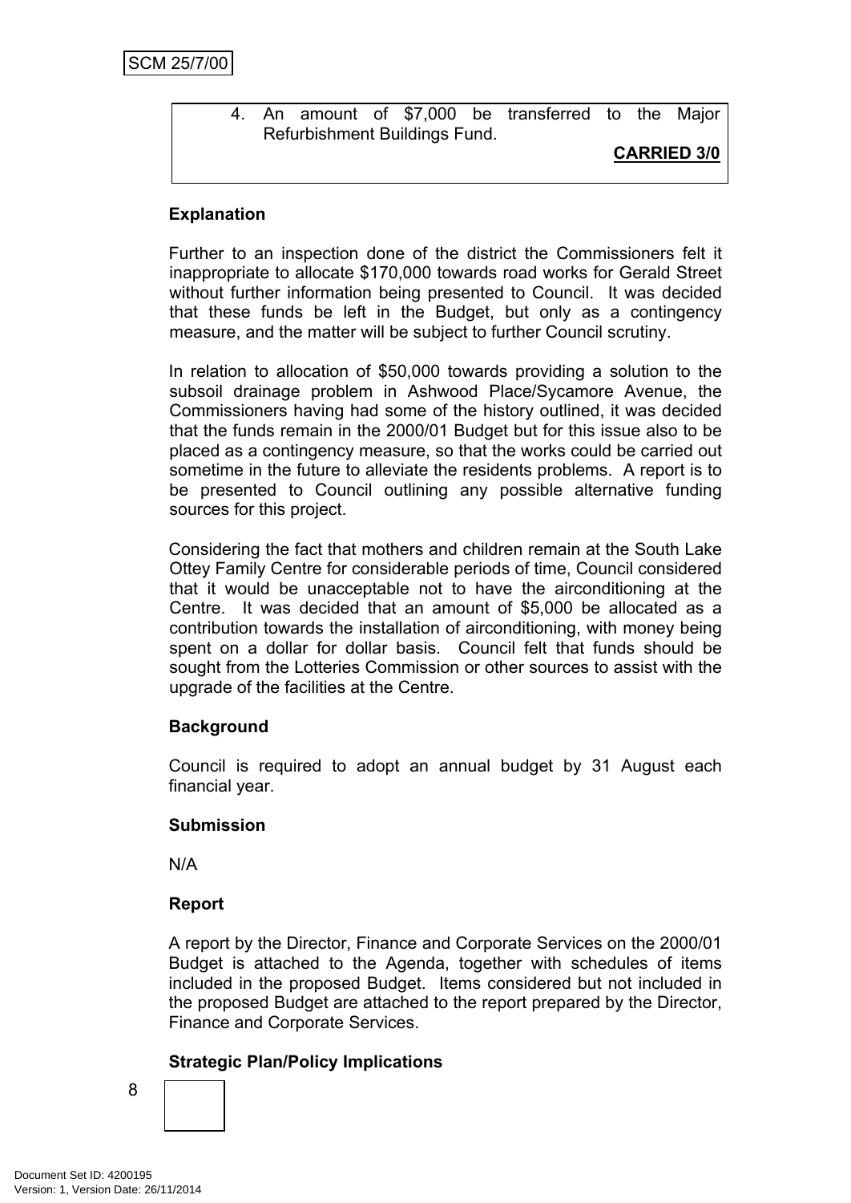4. An amount of $7,000 be transferred to the Major Refurbishment Buildings Fund.

**CARRIED 3/0**

**Explanation**

Further to an inspection done of the district the Commissioners felt it inappropriate to allocate $170,000 towards road works for Gerald Street without further information being presented to Council. It was decided that these funds be left in the Budget, but only as a contingency measure, and the matter will be subject to further Council scrutiny.

In relation to allocation of $50,000 towards providing a solution to the subsoil drainage problem in Ashwood Place/Sycamore Avenue, the Commissioners having had some of the history outlined, it was decided that the funds remain in the 2000/01 Budget but for this issue also to be placed as a contingency measure, so that the works could be carried out sometime in the future to alleviate the residents problems. A report is to be presented to Council outlining any possible alternative funding sources for this project.

Considering the fact that mothers and children remain at the South Lake Ottey Family Centre for considerable periods of time, Council considered that it would be unacceptable not to have the airconditioning at the Centre. It was decided that an amount of $5,000 be allocated as a contribution towards the installation of airconditioning, with money being spent on a dollar for dollar basis. Council felt that funds should be sought from the Lotteries Commission or other sources to assist with the upgrade of the facilities at the Centre.

**Background**

Council is required to adopt an annual budget by 31 August each financial year.

**Submission**

N/A

**Report**

A report by the Director, Finance and Corporate Services on the 2000/01 Budget is attached to the Agenda, together with schedules of items included in the proposed Budget. Items considered but not included in the proposed Budget are attached to the report prepared by the Director, Finance and Corporate Services.

**Strategic Plan/Policy Implications**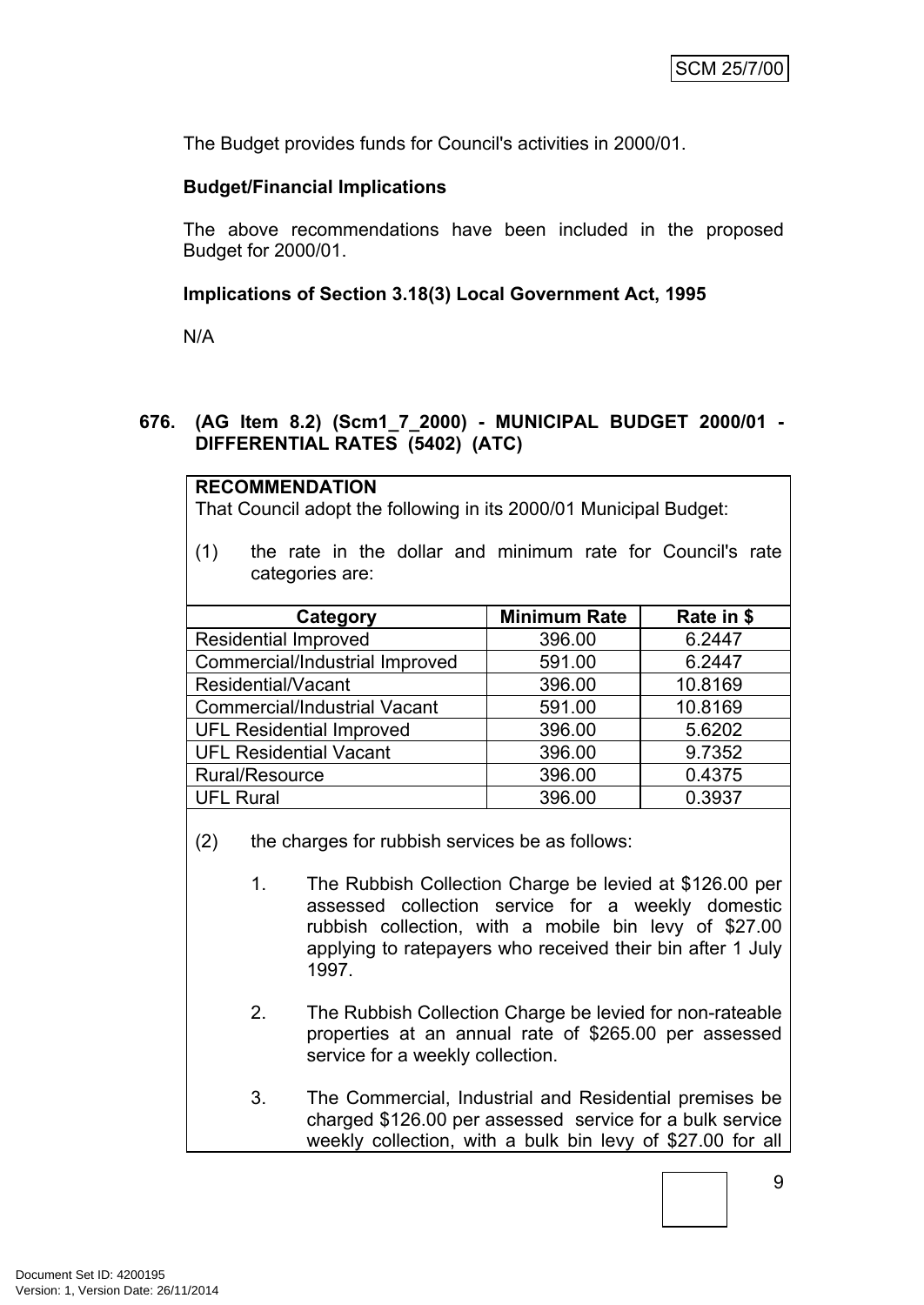The Budget provides funds for Council's activities in 2000/01.

**Budget/Financial Implications**

The above recommendations have been included in the proposed Budget for 2000/01.

**Implications of Section 3.18(3) Local Government Act, 1995**

N/A

## 676. (AG Item 8.2) (Scm1_7_2000) - MUNICIPAL BUDGET 2000/01 - DIFFERENTIAL RATES (5402) (ATC)

**RECOMMENDATION**

That Council adopt the following in its 2000/01 Municipal Budget:

(1) the rate in the dollar and minimum rate for Council's rate categories are:

| Category | Minimum Rate | Rate in $ |
|---|---|---|
| Residential Improved | 396.00 | 6.2447 |
| Commercial/Industrial Improved | 591.00 | 6.2447 |
| Residential/Vacant | 396.00 | 10.8169 |
| Commercial/Industrial Vacant | 591.00 | 10.8169 |
| UFL Residential Improved | 396.00 | 5.6202 |
| UFL Residential Vacant | 396.00 | 9.7352 |
| Rural/Resource | 396.00 | 0.4375 |
| UFL Rural | 396.00 | 0.3937 |

(2) the charges for rubbish services be as follows:

1. The Rubbish Collection Charge be levied at $126.00 per assessed collection service for a weekly domestic rubbish collection, with a mobile bin levy of $27.00 applying to ratepayers who received their bin after 1 July 1997.

2. The Rubbish Collection Charge be levied for non-rateable properties at an annual rate of $265.00 per assessed service for a weekly collection.

3. The Commercial, Industrial and Residential premises be charged $126.00 per assessed service for a bulk service weekly collection, with a bulk bin levy of $27.00 for all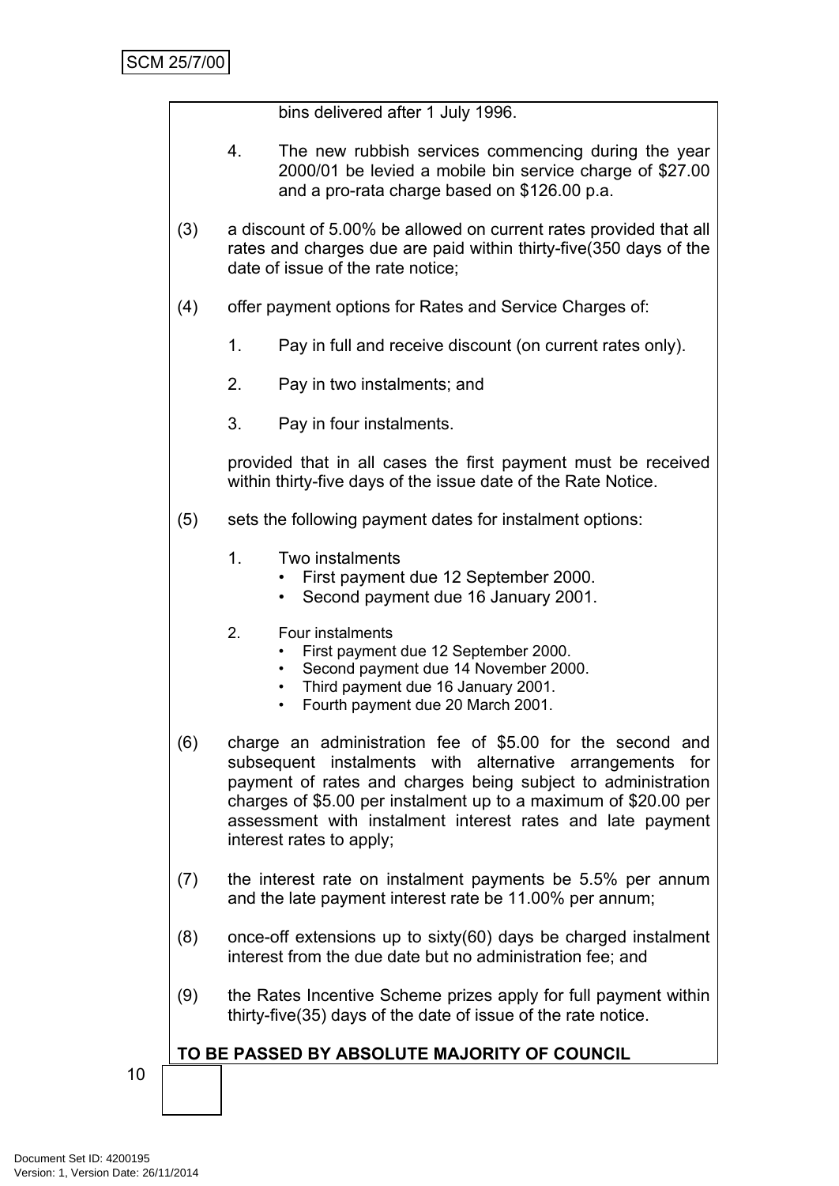bins delivered after 1 July 1996.

4. The new rubbish services commencing during the year 2000/01 be levied a mobile bin service charge of $27.00 and a pro-rata charge based on $126.00 p.a.

(3) a discount of 5.00% be allowed on current rates provided that all rates and charges due are paid within thirty-five(350 days of the date of issue of the rate notice;

(4) offer payment options for Rates and Service Charges of:

1. Pay in full and receive discount (on current rates only).

2. Pay in two instalments; and

3. Pay in four instalments.

provided that in all cases the first payment must be received within thirty-five days of the issue date of the Rate Notice.

(5) sets the following payment dates for instalment options:

1. Two instalments
   - First payment due 12 September 2000.
   - Second payment due 16 January 2001.

2. Four instalments
   - First payment due 12 September 2000.
   - Second payment due 14 November 2000.
   - Third payment due 16 January 2001.
   - Fourth payment due 20 March 2001.

(6) charge an administration fee of $5.00 for the second and subsequent instalments with alternative arrangements for payment of rates and charges being subject to administration charges of $5.00 per instalment up to a maximum of $20.00 per assessment with instalment interest rates and late payment interest rates to apply;

(7) the interest rate on instalment payments be 5.5% per annum and the late payment interest rate be 11.00% per annum;

(8) once-off extensions up to sixty(60) days be charged instalment interest from the due date but no administration fee; and

(9) the Rates Incentive Scheme prizes apply for full payment within thirty-five(35) days of the date of issue of the rate notice.

**TO BE PASSED BY ABSOLUTE MAJORITY OF COUNCIL**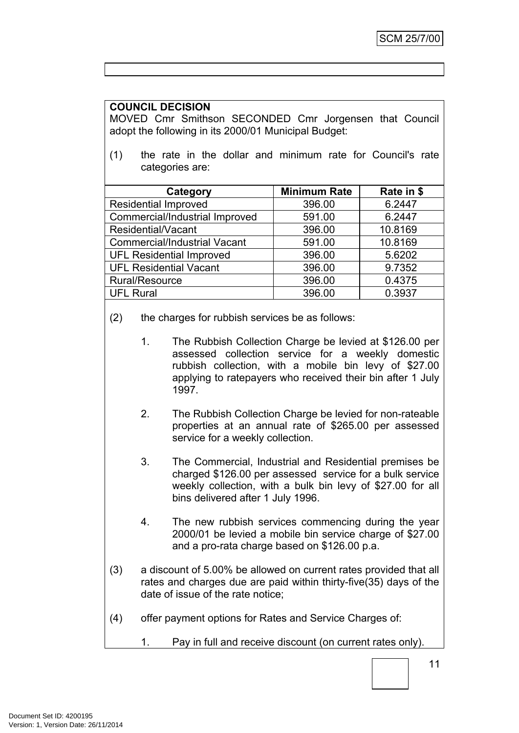**COUNCIL DECISION**

MOVED Cmr Smithson SECONDED Cmr Jorgensen that Council adopt the following in its 2000/01 Municipal Budget:

(1) the rate in the dollar and minimum rate for Council's rate categories are:

| Category | Minimum Rate | Rate in $ |
|---|---|---|
| Residential Improved | 396.00 | 6.2447 |
| Commercial/Industrial Improved | 591.00 | 6.2447 |
| Residential/Vacant | 396.00 | 10.8169 |
| Commercial/Industrial Vacant | 591.00 | 10.8169 |
| UFL Residential Improved | 396.00 | 5.6202 |
| UFL Residential Vacant | 396.00 | 9.7352 |
| Rural/Resource | 396.00 | 0.4375 |
| UFL Rural | 396.00 | 0.3937 |

(2) the charges for rubbish services be as follows:

1. The Rubbish Collection Charge be levied at $126.00 per assessed collection service for a weekly domestic rubbish collection, with a mobile bin levy of $27.00 applying to ratepayers who received their bin after 1 July 1997.

2. The Rubbish Collection Charge be levied for non-rateable properties at an annual rate of $265.00 per assessed service for a weekly collection.

3. The Commercial, Industrial and Residential premises be charged $126.00 per assessed service for a bulk service weekly collection, with a bulk bin levy of $27.00 for all bins delivered after 1 July 1996.

4. The new rubbish services commencing during the year 2000/01 be levied a mobile bin service charge of $27.00 and a pro-rata charge based on $126.00 p.a.

(3) a discount of 5.00% be allowed on current rates provided that all rates and charges due are paid within thirty-five(35) days of the date of issue of the rate notice;

(4) offer payment options for Rates and Service Charges of:

1. Pay in full and receive discount (on current rates only).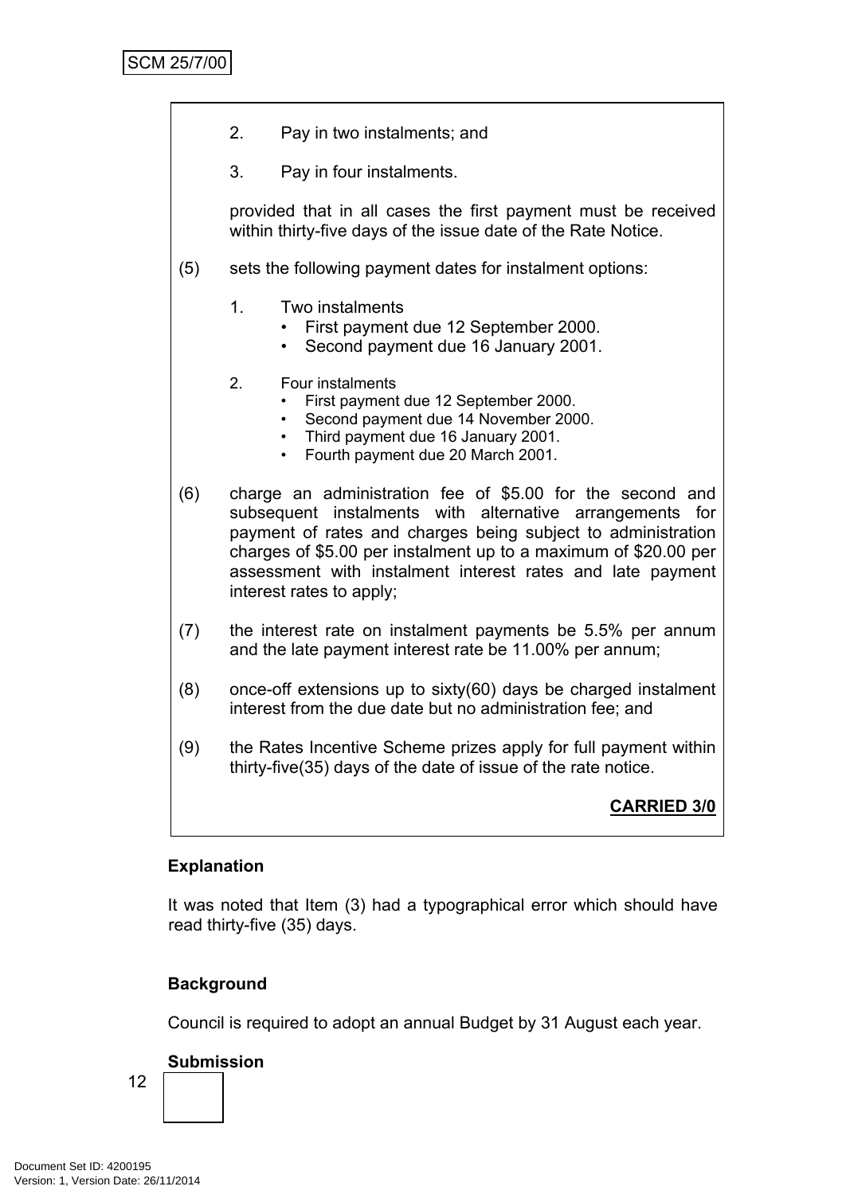2. Pay in two instalments; and

3. Pay in four instalments.

provided that in all cases the first payment must be received within thirty-five days of the issue date of the Rate Notice.

(5) sets the following payment dates for instalment options:

1. Two instalments
    - First payment due 12 September 2000.
    - Second payment due 16 January 2001.

2. Four instalments
    - First payment due 12 September 2000.
    - Second payment due 14 November 2000.
    - Third payment due 16 January 2001.
    - Fourth payment due 20 March 2001.

(6) charge an administration fee of $5.00 for the second and subsequent instalments with alternative arrangements for payment of rates and charges being subject to administration charges of $5.00 per instalment up to a maximum of $20.00 per assessment with instalment interest rates and late payment interest rates to apply;

(7) the interest rate on instalment payments be 5.5% per annum and the late payment interest rate be 11.00% per annum;

(8) once-off extensions up to sixty(60) days be charged instalment interest from the due date but no administration fee; and

(9) the Rates Incentive Scheme prizes apply for full payment within thirty-five(35) days of the date of issue of the rate notice.

**CARRIED 3/0**

**Explanation**

It was noted that Item (3) had a typographical error which should have read thirty-five (35) days.

**Background**

Council is required to adopt an annual Budget by 31 August each year.

**Submission**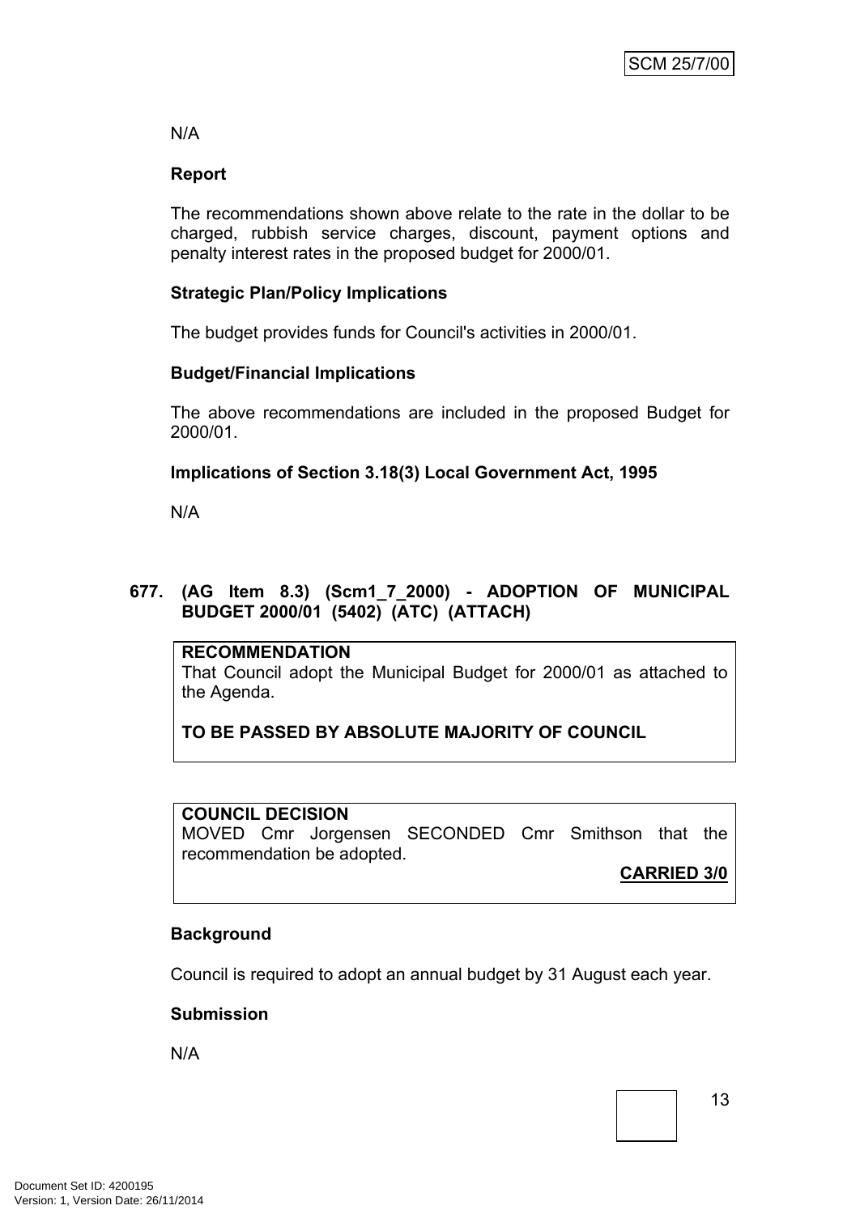N/A

**Report**

The recommendations shown above relate to the rate in the dollar to be charged, rubbish service charges, discount, payment options and penalty interest rates in the proposed budget for 2000/01.

**Strategic Plan/Policy Implications**

The budget provides funds for Council's activities in 2000/01.

**Budget/Financial Implications**

The above recommendations are included in the proposed Budget for 2000/01.

**Implications of Section 3.18(3) Local Government Act, 1995**

N/A

## 677. (AG Item 8.3) (Scm1_7_2000) - ADOPTION OF MUNICIPAL BUDGET 2000/01 (5402) (ATC) (ATTACH)

**RECOMMENDATION**

That Council adopt the Municipal Budget for 2000/01 as attached to the Agenda.

**TO BE PASSED BY ABSOLUTE MAJORITY OF COUNCIL**

**COUNCIL DECISION**

MOVED Cmr Jorgensen SECONDED Cmr Smithson that the recommendation be adopted.

**CARRIED 3/0**

**Background**

Council is required to adopt an annual budget by 31 August each year.

**Submission**

N/A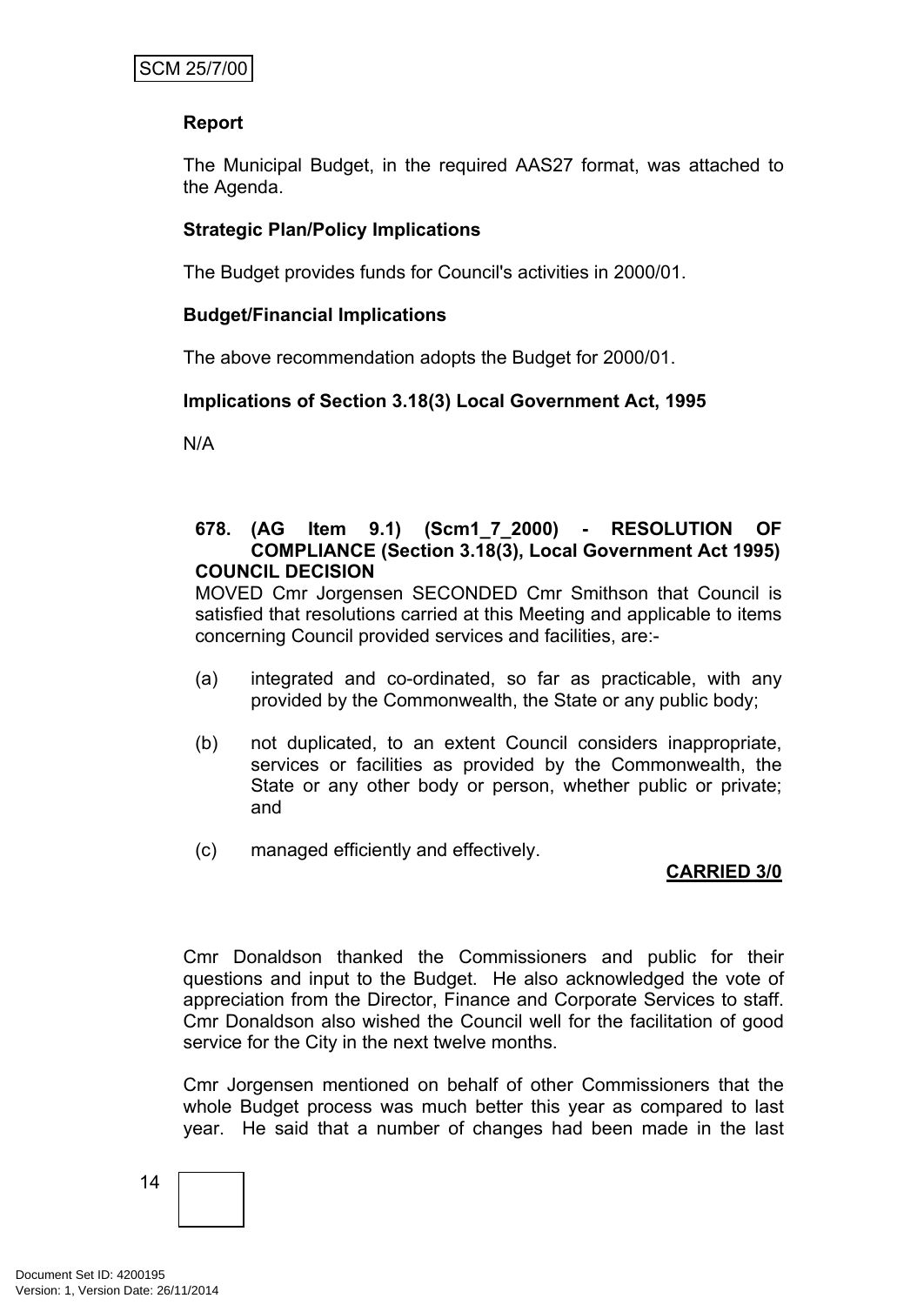**Report**

The Municipal Budget, in the required AAS27 format, was attached to the Agenda.

**Strategic Plan/Policy Implications**

The Budget provides funds for Council's activities in 2000/01.

**Budget/Financial Implications**

The above recommendation adopts the Budget for 2000/01.

**Implications of Section 3.18(3) Local Government Act, 1995**

N/A

**678. (AG Item 9.1) (Scm1_7_2000) - RESOLUTION OF COMPLIANCE (Section 3.18(3), Local Government Act 1995)**
**COUNCIL DECISION**

MOVED Cmr Jorgensen SECONDED Cmr Smithson that Council is satisfied that resolutions carried at this Meeting and applicable to items concerning Council provided services and facilities, are:-

(a) integrated and co-ordinated, so far as practicable, with any provided by the Commonwealth, the State or any public body;

(b) not duplicated, to an extent Council considers inappropriate, services or facilities as provided by the Commonwealth, the State or any other body or person, whether public or private; and

(c) managed efficiently and effectively.

**CARRIED 3/0**

Cmr Donaldson thanked the Commissioners and public for their questions and input to the Budget. He also acknowledged the vote of appreciation from the Director, Finance and Corporate Services to staff. Cmr Donaldson also wished the Council well for the facilitation of good service for the City in the next twelve months.

Cmr Jorgensen mentioned on behalf of other Commissioners that the whole Budget process was much better this year as compared to last year. He said that a number of changes had been made in the last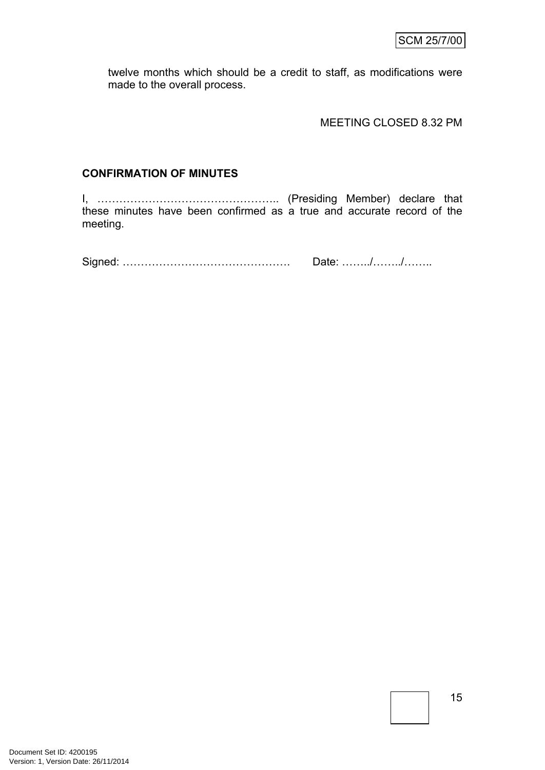twelve months which should be a credit to staff, as modifications were made to the overall process.

MEETING CLOSED 8.32 PM

**CONFIRMATION OF MINUTES**

I, ………………………………………….. (Presiding Member) declare that these minutes have been confirmed as a true and accurate record of the meeting.

Signed: ……………………………………… Date: ……../……../……..